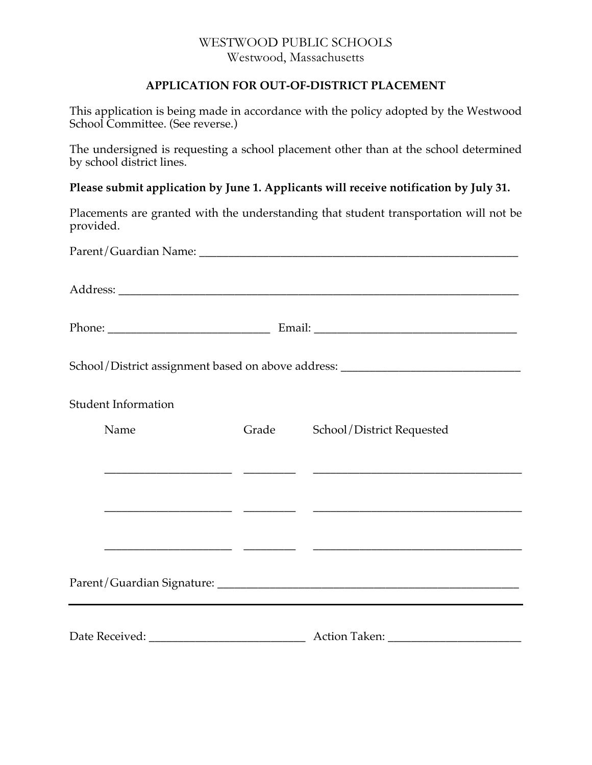WESTWOOD PUBLIC SCHOOLS
Westwood, Massachusetts

## APPLICATION FOR OUT-OF-DISTRICT PLACEMENT

This application is being made in accordance with the policy adopted by the Westwood School Committee. (See reverse.)

The undersigned is requesting a school placement other than at the school determined by school district lines.

**Please submit application by June 1. Applicants will receive notification by July 31.**

Placements are granted with the understanding that student transportation will not be provided.

Parent/Guardian Name: ____________________________________________________

Address: ______________________________________________________________

Phone: __________________________ Email: _________________________________

School/District assignment based on above address: ____________________________

Student Information

| Name | Grade | School/District Requested |
|---|---|---|
| ____________________ | ________ | __________________________________ |
| ____________________ | ________ | __________________________________ |
| ____________________ | ________ | __________________________________ |

Parent/Guardian Signature: _________________________________________________

---

Date Received: __________________________ Action Taken: ______________________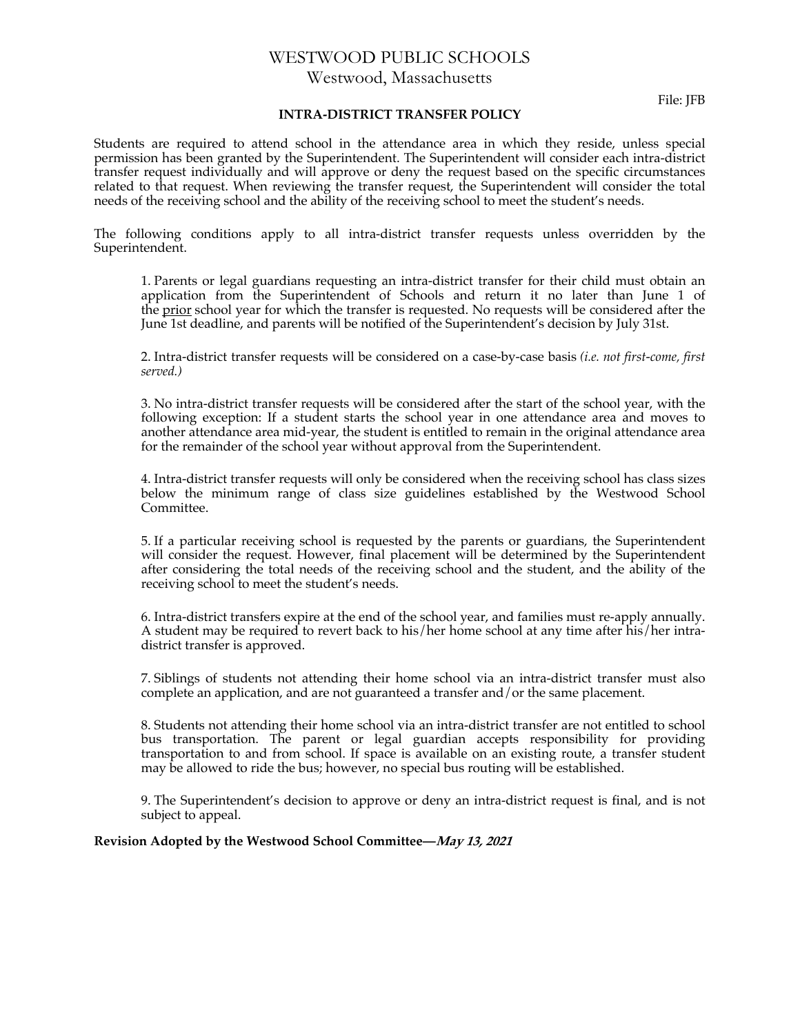# WESTWOOD PUBLIC SCHOOLS
Westwood, Massachusetts

File: JFB

## INTRA-DISTRICT TRANSFER POLICY

Students are required to attend school in the attendance area in which they reside, unless special permission has been granted by the Superintendent. The Superintendent will consider each intra-district transfer request individually and will approve or deny the request based on the specific circumstances related to that request. When reviewing the transfer request, the Superintendent will consider the total needs of the receiving school and the ability of the receiving school to meet the student's needs.

The following conditions apply to all intra-district transfer requests unless overridden by the Superintendent.

1. Parents or legal guardians requesting an intra-district transfer for their child must obtain an application from the Superintendent of Schools and return it no later than June 1 of the <u>prior</u> school year for which the transfer is requested. No requests will be considered after the June 1st deadline, and parents will be notified of the Superintendent's decision by July 31st.

2. Intra-district transfer requests will be considered on a case-by-case basis *(i.e. not first-come, first served.)*

3. No intra-district transfer requests will be considered after the start of the school year, with the following exception: If a student starts the school year in one attendance area and moves to another attendance area mid-year, the student is entitled to remain in the original attendance area for the remainder of the school year without approval from the Superintendent.

4. Intra-district transfer requests will only be considered when the receiving school has class sizes below the minimum range of class size guidelines established by the Westwood School Committee.

5. If a particular receiving school is requested by the parents or guardians, the Superintendent will consider the request. However, final placement will be determined by the Superintendent after considering the total needs of the receiving school and the student, and the ability of the receiving school to meet the student's needs.

6. Intra-district transfers expire at the end of the school year, and families must re-apply annually. A student may be required to revert back to his/her home school at any time after his/her intra-district transfer is approved.

7. Siblings of students not attending their home school via an intra-district transfer must also complete an application, and are not guaranteed a transfer and/or the same placement.

8. Students not attending their home school via an intra-district transfer are not entitled to school bus transportation. The parent or legal guardian accepts responsibility for providing transportation to and from school. If space is available on an existing route, a transfer student may be allowed to ride the bus; however, no special bus routing will be established.

9. The Superintendent's decision to approve or deny an intra-district request is final, and is not subject to appeal.

**Revision Adopted by the Westwood School Committee—*May 13, 2021***